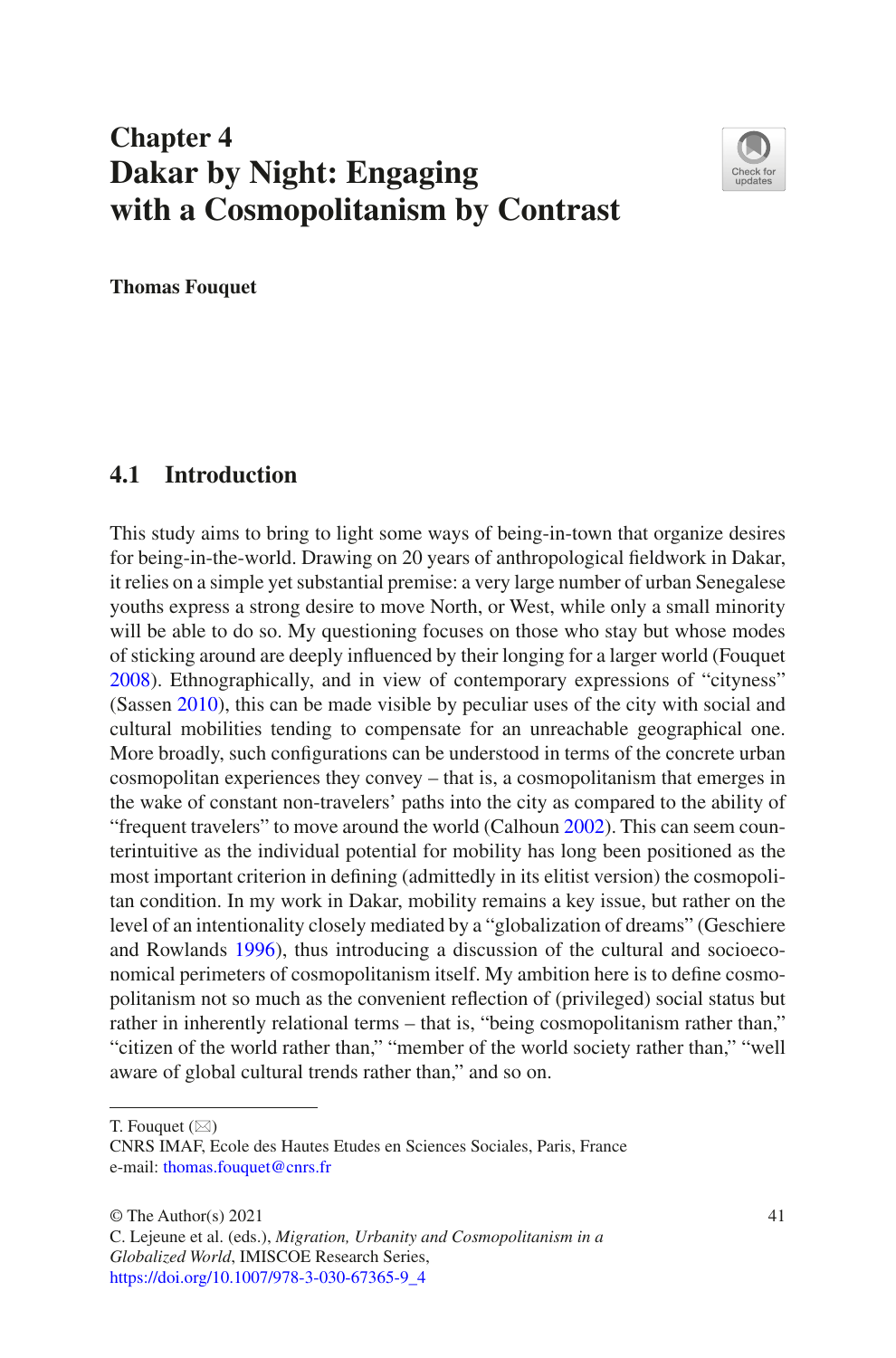# Chapter 4
# Dakar by Night: Engaging with a Cosmopolitanism by Contrast

**Thomas Fouquet**

## 4.1 Introduction

This study aims to bring to light some ways of being-in-town that organize desires for being-in-the-world. Drawing on 20 years of anthropological fieldwork in Dakar, it relies on a simple yet substantial premise: a very large number of urban Senegalese youths express a strong desire to move North, or West, while only a small minority will be able to do so. My questioning focuses on those who stay but whose modes of sticking around are deeply influenced by their longing for a larger world (Fouquet 2008). Ethnographically, and in view of contemporary expressions of "cityness" (Sassen 2010), this can be made visible by peculiar uses of the city with social and cultural mobilities tending to compensate for an unreachable geographical one. More broadly, such configurations can be understood in terms of the concrete urban cosmopolitan experiences they convey – that is, a cosmopolitanism that emerges in the wake of constant non-travelers' paths into the city as compared to the ability of "frequent travelers" to move around the world (Calhoun 2002). This can seem counterintuitive as the individual potential for mobility has long been positioned as the most important criterion in defining (admittedly in its elitist version) the cosmopolitan condition. In my work in Dakar, mobility remains a key issue, but rather on the level of an intentionality closely mediated by a "globalization of dreams" (Geschiere and Rowlands 1996), thus introducing a discussion of the cultural and socioeconomical perimeters of cosmopolitanism itself. My ambition here is to define cosmopolitanism not so much as the convenient reflection of (privileged) social status but rather in inherently relational terms – that is, "being cosmopolitanism rather than," "citizen of the world rather than," "member of the world society rather than," "well aware of global cultural trends rather than," and so on.

---

T. Fouquet (✉)
CNRS IMAF, Ecole des Hautes Etudes en Sciences Sociales, Paris, France
e-mail: thomas.fouquet@cnrs.fr

© The Author(s) 2021
C. Lejeune et al. (eds.), *Migration, Urbanity and Cosmopolitanism in a Globalized World*, IMISCOE Research Series,
https://doi.org/10.1007/978-3-030-67365-9_4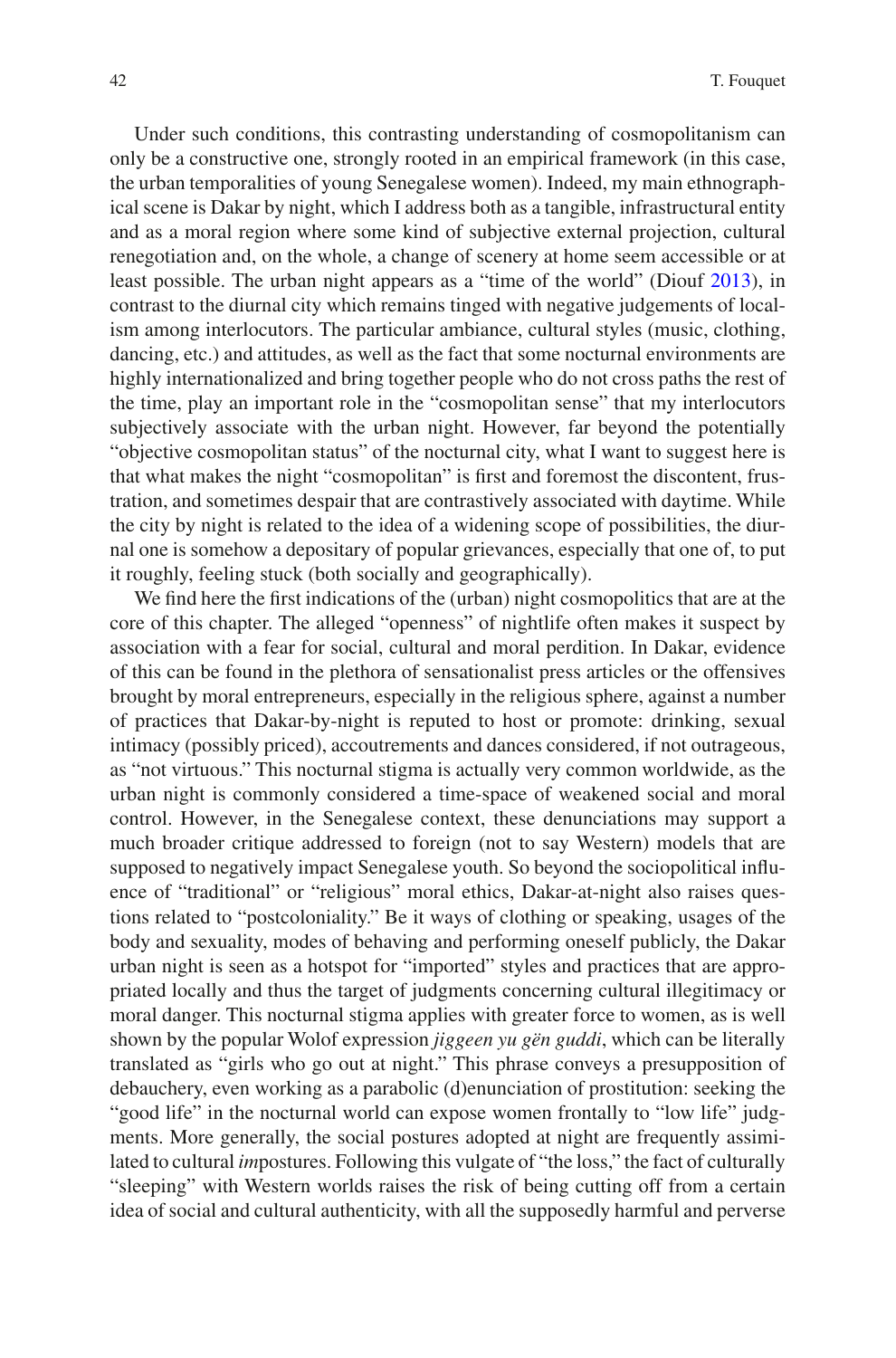Under such conditions, this contrasting understanding of cosmopolitanism can only be a constructive one, strongly rooted in an empirical framework (in this case, the urban temporalities of young Senegalese women). Indeed, my main ethnographical scene is Dakar by night, which I address both as a tangible, infrastructural entity and as a moral region where some kind of subjective external projection, cultural renegotiation and, on the whole, a change of scenery at home seem accessible or at least possible. The urban night appears as a "time of the world" (Diouf 2013), in contrast to the diurnal city which remains tinged with negative judgements of localism among interlocutors. The particular ambiance, cultural styles (music, clothing, dancing, etc.) and attitudes, as well as the fact that some nocturnal environments are highly internationalized and bring together people who do not cross paths the rest of the time, play an important role in the "cosmopolitan sense" that my interlocutors subjectively associate with the urban night. However, far beyond the potentially "objective cosmopolitan status" of the nocturnal city, what I want to suggest here is that what makes the night "cosmopolitan" is first and foremost the discontent, frustration, and sometimes despair that are contrastively associated with daytime. While the city by night is related to the idea of a widening scope of possibilities, the diurnal one is somehow a depositary of popular grievances, especially that one of, to put it roughly, feeling stuck (both socially and geographically).

We find here the first indications of the (urban) night cosmopolitics that are at the core of this chapter. The alleged "openness" of nightlife often makes it suspect by association with a fear for social, cultural and moral perdition. In Dakar, evidence of this can be found in the plethora of sensationalist press articles or the offensives brought by moral entrepreneurs, especially in the religious sphere, against a number of practices that Dakar-by-night is reputed to host or promote: drinking, sexual intimacy (possibly priced), accoutrements and dances considered, if not outrageous, as "not virtuous." This nocturnal stigma is actually very common worldwide, as the urban night is commonly considered a time-space of weakened social and moral control. However, in the Senegalese context, these denunciations may support a much broader critique addressed to foreign (not to say Western) models that are supposed to negatively impact Senegalese youth. So beyond the sociopolitical influence of "traditional" or "religious" moral ethics, Dakar-at-night also raises questions related to "postcoloniality." Be it ways of clothing or speaking, usages of the body and sexuality, modes of behaving and performing oneself publicly, the Dakar urban night is seen as a hotspot for "imported" styles and practices that are appropriated locally and thus the target of judgments concerning cultural illegitimacy or moral danger. This nocturnal stigma applies with greater force to women, as is well shown by the popular Wolof expression *jiggeen yu gën guddi*, which can be literally translated as "girls who go out at night." This phrase conveys a presupposition of debauchery, even working as a parabolic (d)enunciation of prostitution: seeking the "good life" in the nocturnal world can expose women frontally to "low life" judgments. More generally, the social postures adopted at night are frequently assimilated to cultural *im*postures. Following this vulgate of "the loss," the fact of culturally "sleeping" with Western worlds raises the risk of being cutting off from a certain idea of social and cultural authenticity, with all the supposedly harmful and perverse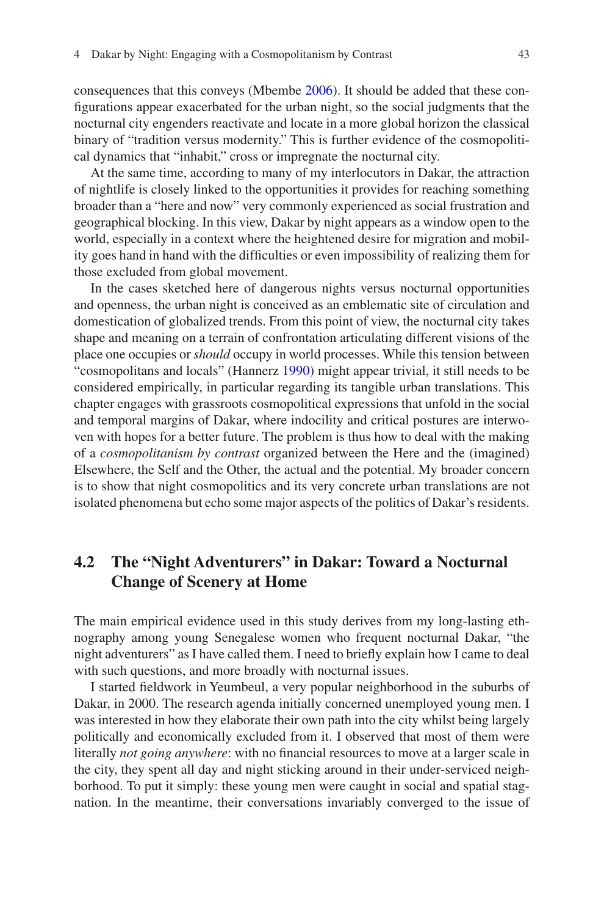consequences that this conveys (Mbembe 2006). It should be added that these configurations appear exacerbated for the urban night, so the social judgments that the nocturnal city engenders reactivate and locate in a more global horizon the classical binary of "tradition versus modernity." This is further evidence of the cosmopolitical dynamics that "inhabit," cross or impregnate the nocturnal city.

At the same time, according to many of my interlocutors in Dakar, the attraction of nightlife is closely linked to the opportunities it provides for reaching something broader than a "here and now" very commonly experienced as social frustration and geographical blocking. In this view, Dakar by night appears as a window open to the world, especially in a context where the heightened desire for migration and mobility goes hand in hand with the difficulties or even impossibility of realizing them for those excluded from global movement.

In the cases sketched here of dangerous nights versus nocturnal opportunities and openness, the urban night is conceived as an emblematic site of circulation and domestication of globalized trends. From this point of view, the nocturnal city takes shape and meaning on a terrain of confrontation articulating different visions of the place one occupies or *should* occupy in world processes. While this tension between "cosmopolitans and locals" (Hannerz 1990) might appear trivial, it still needs to be considered empirically, in particular regarding its tangible urban translations. This chapter engages with grassroots cosmopolitical expressions that unfold in the social and temporal margins of Dakar, where indocility and critical postures are interwoven with hopes for a better future. The problem is thus how to deal with the making of a *cosmopolitanism by contrast* organized between the Here and the (imagined) Elsewhere, the Self and the Other, the actual and the potential. My broader concern is to show that night cosmopolitics and its very concrete urban translations are not isolated phenomena but echo some major aspects of the politics of Dakar's residents.

## 4.2 The "Night Adventurers" in Dakar: Toward a Nocturnal Change of Scenery at Home

The main empirical evidence used in this study derives from my long-lasting ethnography among young Senegalese women who frequent nocturnal Dakar, "the night adventurers" as I have called them. I need to briefly explain how I came to deal with such questions, and more broadly with nocturnal issues.

I started fieldwork in Yeumbeul, a very popular neighborhood in the suburbs of Dakar, in 2000. The research agenda initially concerned unemployed young men. I was interested in how they elaborate their own path into the city whilst being largely politically and economically excluded from it. I observed that most of them were literally *not going anywhere*: with no financial resources to move at a larger scale in the city, they spent all day and night sticking around in their under-serviced neighborhood. To put it simply: these young men were caught in social and spatial stagnation. In the meantime, their conversations invariably converged to the issue of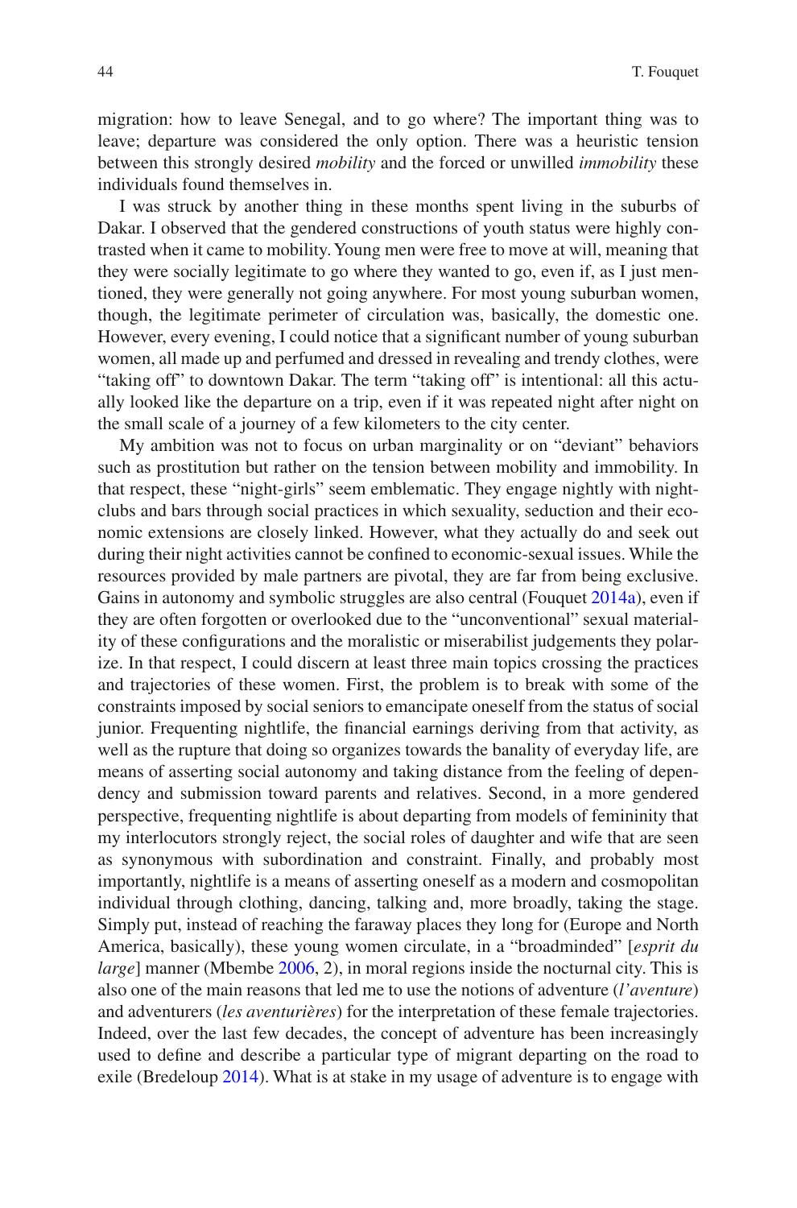migration: how to leave Senegal, and to go where? The important thing was to leave; departure was considered the only option. There was a heuristic tension between this strongly desired *mobility* and the forced or unwilled *immobility* these individuals found themselves in.

I was struck by another thing in these months spent living in the suburbs of Dakar. I observed that the gendered constructions of youth status were highly contrasted when it came to mobility. Young men were free to move at will, meaning that they were socially legitimate to go where they wanted to go, even if, as I just mentioned, they were generally not going anywhere. For most young suburban women, though, the legitimate perimeter of circulation was, basically, the domestic one. However, every evening, I could notice that a significant number of young suburban women, all made up and perfumed and dressed in revealing and trendy clothes, were "taking off" to downtown Dakar. The term "taking off" is intentional: all this actually looked like the departure on a trip, even if it was repeated night after night on the small scale of a journey of a few kilometers to the city center.

My ambition was not to focus on urban marginality or on "deviant" behaviors such as prostitution but rather on the tension between mobility and immobility. In that respect, these "night-girls" seem emblematic. They engage nightly with nightclubs and bars through social practices in which sexuality, seduction and their economic extensions are closely linked. However, what they actually do and seek out during their night activities cannot be confined to economic-sexual issues. While the resources provided by male partners are pivotal, they are far from being exclusive. Gains in autonomy and symbolic struggles are also central (Fouquet 2014a), even if they are often forgotten or overlooked due to the "unconventional" sexual materiality of these configurations and the moralistic or miserabilist judgements they polarize. In that respect, I could discern at least three main topics crossing the practices and trajectories of these women. First, the problem is to break with some of the constraints imposed by social seniors to emancipate oneself from the status of social junior. Frequenting nightlife, the financial earnings deriving from that activity, as well as the rupture that doing so organizes towards the banality of everyday life, are means of asserting social autonomy and taking distance from the feeling of dependency and submission toward parents and relatives. Second, in a more gendered perspective, frequenting nightlife is about departing from models of femininity that my interlocutors strongly reject, the social roles of daughter and wife that are seen as synonymous with subordination and constraint. Finally, and probably most importantly, nightlife is a means of asserting oneself as a modern and cosmopolitan individual through clothing, dancing, talking and, more broadly, taking the stage. Simply put, instead of reaching the faraway places they long for (Europe and North America, basically), these young women circulate, in a "broadminded" [*esprit du large*] manner (Mbembe 2006, 2), in moral regions inside the nocturnal city. This is also one of the main reasons that led me to use the notions of adventure (*l'aventure*) and adventurers (*les aventurières*) for the interpretation of these female trajectories. Indeed, over the last few decades, the concept of adventure has been increasingly used to define and describe a particular type of migrant departing on the road to exile (Bredeloup 2014). What is at stake in my usage of adventure is to engage with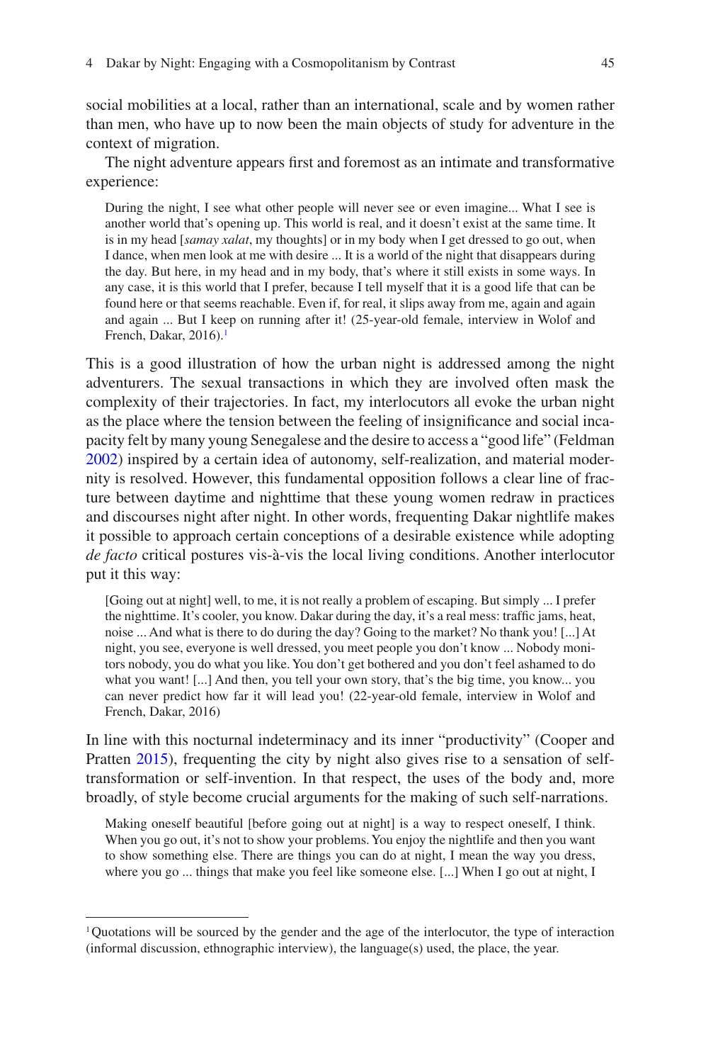social mobilities at a local, rather than an international, scale and by women rather than men, who have up to now been the main objects of study for adventure in the context of migration.

The night adventure appears first and foremost as an intimate and transformative experience:

> During the night, I see what other people will never see or even imagine... What I see is another world that's opening up. This world is real, and it doesn't exist at the same time. It is in my head [*samay xalat*, my thoughts] or in my body when I get dressed to go out, when I dance, when men look at me with desire ... It is a world of the night that disappears during the day. But here, in my head and in my body, that's where it still exists in some ways. In any case, it is this world that I prefer, because I tell myself that it is a good life that can be found here or that seems reachable. Even if, for real, it slips away from me, again and again and again ... But I keep on running after it! (25-year-old female, interview in Wolof and French, Dakar, 2016).[1]

This is a good illustration of how the urban night is addressed among the night adventurers. The sexual transactions in which they are involved often mask the complexity of their trajectories. In fact, my interlocutors all evoke the urban night as the place where the tension between the feeling of insignificance and social incapacity felt by many young Senegalese and the desire to access a "good life" (Feldman 2002) inspired by a certain idea of autonomy, self-realization, and material modernity is resolved. However, this fundamental opposition follows a clear line of fracture between daytime and nighttime that these young women redraw in practices and discourses night after night. In other words, frequenting Dakar nightlife makes it possible to approach certain conceptions of a desirable existence while adopting *de facto* critical postures vis-à-vis the local living conditions. Another interlocutor put it this way:

> [Going out at night] well, to me, it is not really a problem of escaping. But simply ... I prefer the nighttime. It's cooler, you know. Dakar during the day, it's a real mess: traffic jams, heat, noise ... And what is there to do during the day? Going to the market? No thank you! [...] At night, you see, everyone is well dressed, you meet people you don't know ... Nobody monitors nobody, you do what you like. You don't get bothered and you don't feel ashamed to do what you want! [...] And then, you tell your own story, that's the big time, you know... you can never predict how far it will lead you! (22-year-old female, interview in Wolof and French, Dakar, 2016)

In line with this nocturnal indeterminacy and its inner "productivity" (Cooper and Pratten 2015), frequenting the city by night also gives rise to a sensation of self-transformation or self-invention. In that respect, the uses of the body and, more broadly, of style become crucial arguments for the making of such self-narrations.

> Making oneself beautiful [before going out at night] is a way to respect oneself, I think. When you go out, it's not to show your problems. You enjoy the nightlife and then you want to show something else. There are things you can do at night, I mean the way you dress, where you go ... things that make you feel like someone else. [...] When I go out at night, I

---

[1] Quotations will be sourced by the gender and the age of the interlocutor, the type of interaction (informal discussion, ethnographic interview), the language(s) used, the place, the year.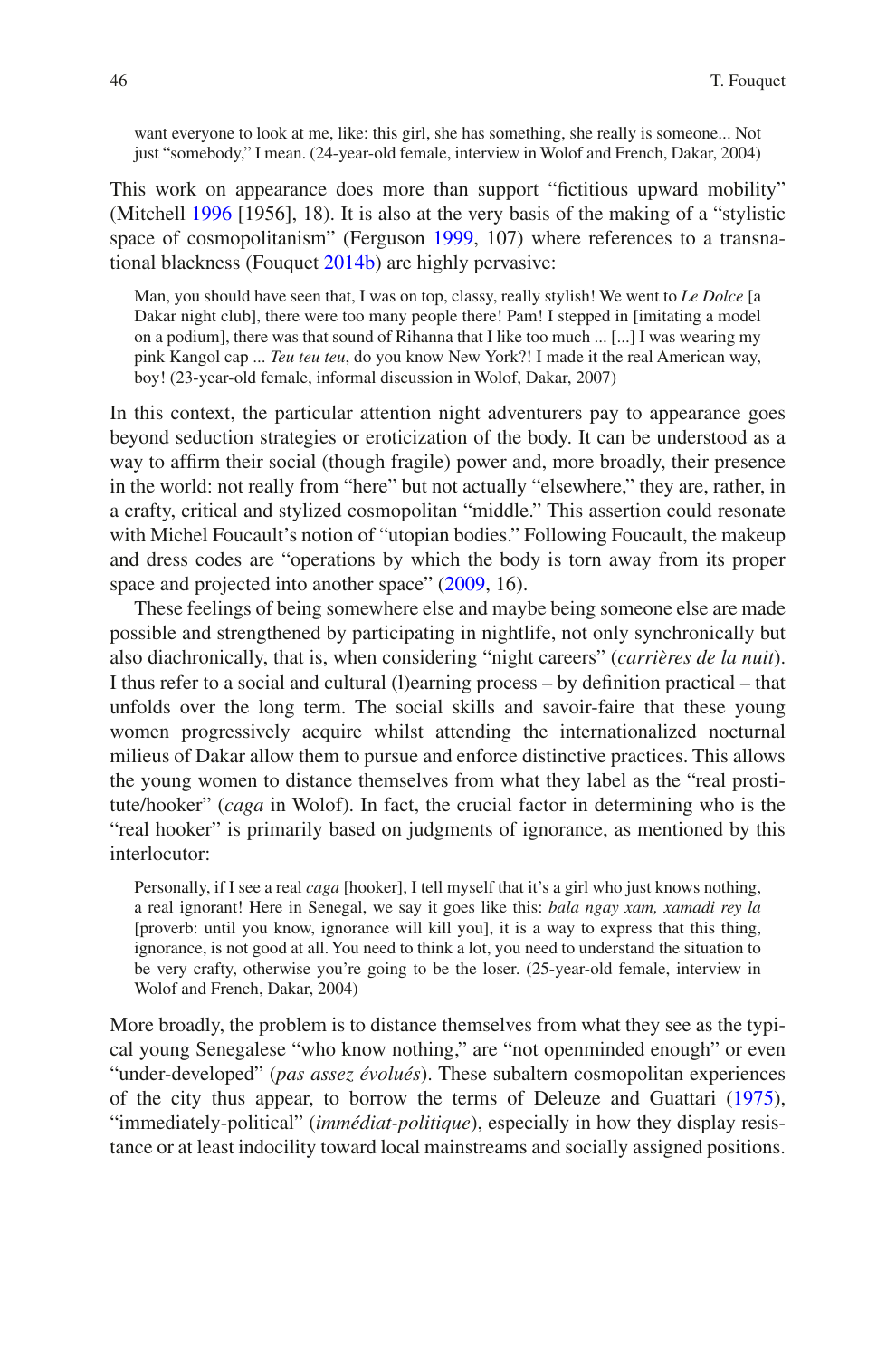> want everyone to look at me, like: this girl, she has something, she really is someone... Not just "somebody," I mean. (24-year-old female, interview in Wolof and French, Dakar, 2004)

This work on appearance does more than support "fictitious upward mobility" (Mitchell 1996 [1956], 18). It is also at the very basis of the making of a "stylistic space of cosmopolitanism" (Ferguson 1999, 107) where references to a transnational blackness (Fouquet 2014b) are highly pervasive:

> Man, you should have seen that, I was on top, classy, really stylish! We went to *Le Dolce* [a Dakar night club], there were too many people there! Pam! I stepped in [imitating a model on a podium], there was that sound of Rihanna that I like too much ... [...] I was wearing my pink Kangol cap ... *Teu teu teu*, do you know New York?! I made it the real American way, boy! (23-year-old female, informal discussion in Wolof, Dakar, 2007)

In this context, the particular attention night adventurers pay to appearance goes beyond seduction strategies or eroticization of the body. It can be understood as a way to affirm their social (though fragile) power and, more broadly, their presence in the world: not really from "here" but not actually "elsewhere," they are, rather, in a crafty, critical and stylized cosmopolitan "middle." This assertion could resonate with Michel Foucault's notion of "utopian bodies." Following Foucault, the makeup and dress codes are "operations by which the body is torn away from its proper space and projected into another space" (2009, 16).

These feelings of being somewhere else and maybe being someone else are made possible and strengthened by participating in nightlife, not only synchronically but also diachronically, that is, when considering "night careers" (*carrières de la nuit*). I thus refer to a social and cultural (l)earning process – by definition practical – that unfolds over the long term. The social skills and savoir-faire that these young women progressively acquire whilst attending the internationalized nocturnal milieus of Dakar allow them to pursue and enforce distinctive practices. This allows the young women to distance themselves from what they label as the "real prostitute/hooker" (*caga* in Wolof). In fact, the crucial factor in determining who is the "real hooker" is primarily based on judgments of ignorance, as mentioned by this interlocutor:

> Personally, if I see a real *caga* [hooker], I tell myself that it's a girl who just knows nothing, a real ignorant! Here in Senegal, we say it goes like this: *bala ngay xam, xamadi rey la* [proverb: until you know, ignorance will kill you], it is a way to express that this thing, ignorance, is not good at all. You need to think a lot, you need to understand the situation to be very crafty, otherwise you're going to be the loser. (25-year-old female, interview in Wolof and French, Dakar, 2004)

More broadly, the problem is to distance themselves from what they see as the typical young Senegalese "who know nothing," are "not openminded enough" or even "under-developed" (*pas assez évolués*). These subaltern cosmopolitan experiences of the city thus appear, to borrow the terms of Deleuze and Guattari (1975), "immediately-political" (*immédiat-politique*), especially in how they display resistance or at least indocility toward local mainstreams and socially assigned positions.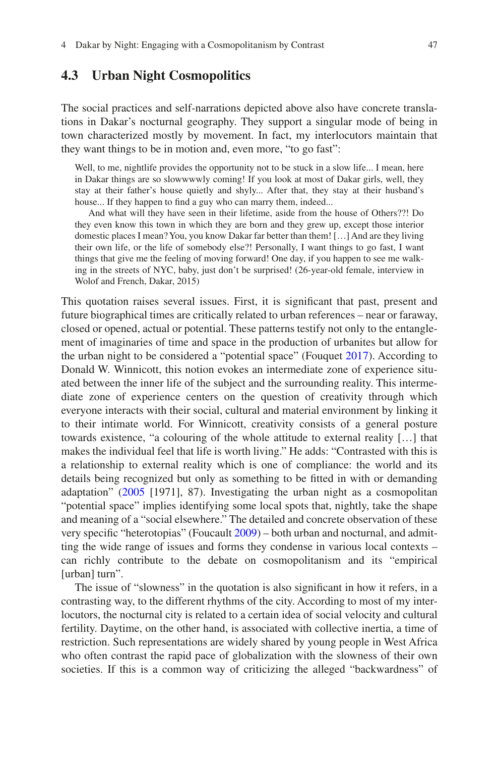## 4.3 Urban Night Cosmopolitics

The social practices and self-narrations depicted above also have concrete translations in Dakar's nocturnal geography. They support a singular mode of being in town characterized mostly by movement. In fact, my interlocutors maintain that they want things to be in motion and, even more, "to go fast":

> Well, to me, nightlife provides the opportunity not to be stuck in a slow life... I mean, here in Dakar things are so slowwwwly coming! If you look at most of Dakar girls, well, they stay at their father's house quietly and shyly... After that, they stay at their husband's house... If they happen to find a guy who can marry them, indeed...
>
> And what will they have seen in their lifetime, aside from the house of Others??! Do they even know this town in which they are born and they grew up, except those interior domestic places I mean? You, you know Dakar far better than them! […] And are they living their own life, or the life of somebody else?! Personally, I want things to go fast, I want things that give me the feeling of moving forward! One day, if you happen to see me walking in the streets of NYC, baby, just don't be surprised! (26-year-old female, interview in Wolof and French, Dakar, 2015)

This quotation raises several issues. First, it is significant that past, present and future biographical times are critically related to urban references – near or faraway, closed or opened, actual or potential. These patterns testify not only to the entanglement of imaginaries of time and space in the production of urbanites but allow for the urban night to be considered a "potential space" (Fouquet 2017). According to Donald W. Winnicott, this notion evokes an intermediate zone of experience situated between the inner life of the subject and the surrounding reality. This intermediate zone of experience centers on the question of creativity through which everyone interacts with their social, cultural and material environment by linking it to their intimate world. For Winnicott, creativity consists of a general posture towards existence, "a colouring of the whole attitude to external reality […] that makes the individual feel that life is worth living." He adds: "Contrasted with this is a relationship to external reality which is one of compliance: the world and its details being recognized but only as something to be fitted in with or demanding adaptation" (2005 [1971], 87). Investigating the urban night as a cosmopolitan "potential space" implies identifying some local spots that, nightly, take the shape and meaning of a "social elsewhere." The detailed and concrete observation of these very specific "heterotopias" (Foucault 2009) – both urban and nocturnal, and admitting the wide range of issues and forms they condense in various local contexts – can richly contribute to the debate on cosmopolitanism and its "empirical [urban] turn".

The issue of "slowness" in the quotation is also significant in how it refers, in a contrasting way, to the different rhythms of the city. According to most of my interlocutors, the nocturnal city is related to a certain idea of social velocity and cultural fertility. Daytime, on the other hand, is associated with collective inertia, a time of restriction. Such representations are widely shared by young people in West Africa who often contrast the rapid pace of globalization with the slowness of their own societies. If this is a common way of criticizing the alleged "backwardness" of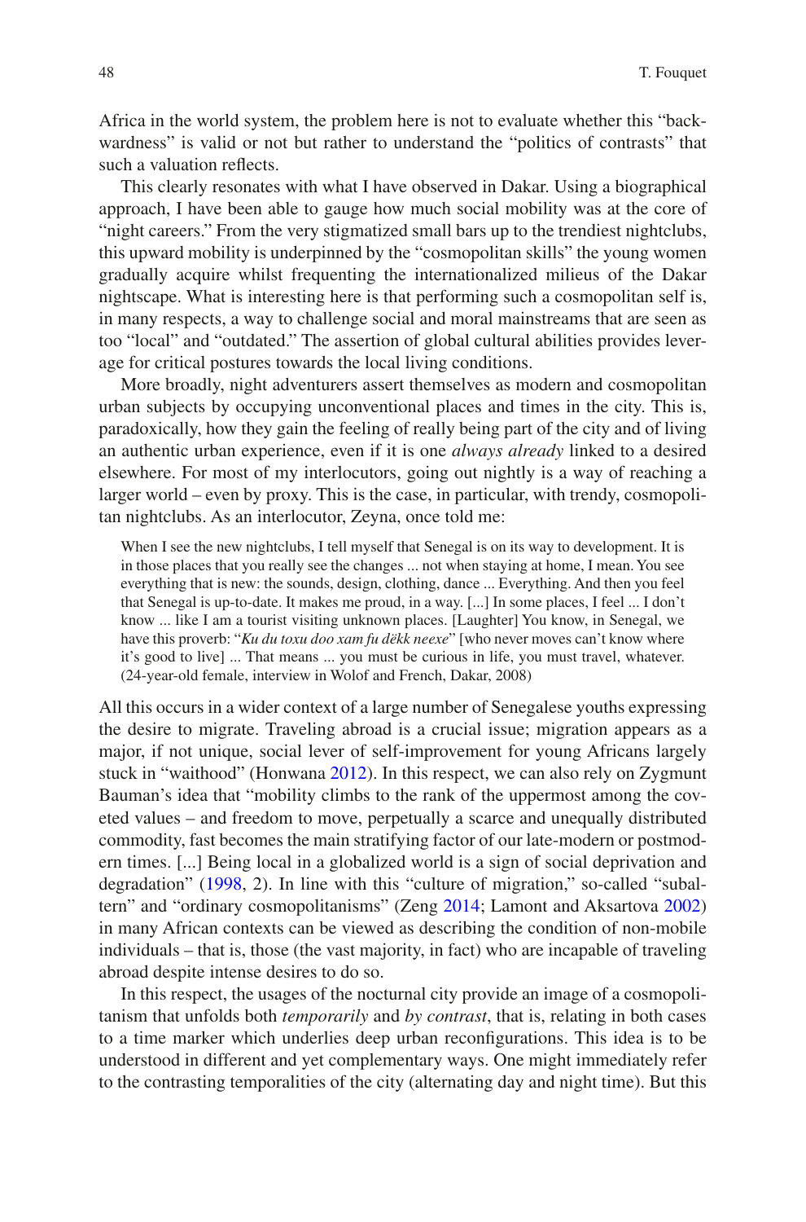Africa in the world system, the problem here is not to evaluate whether this "backwardness" is valid or not but rather to understand the "politics of contrasts" that such a valuation reflects.

This clearly resonates with what I have observed in Dakar. Using a biographical approach, I have been able to gauge how much social mobility was at the core of "night careers." From the very stigmatized small bars up to the trendiest nightclubs, this upward mobility is underpinned by the "cosmopolitan skills" the young women gradually acquire whilst frequenting the internationalized milieus of the Dakar nightscape. What is interesting here is that performing such a cosmopolitan self is, in many respects, a way to challenge social and moral mainstreams that are seen as too "local" and "outdated." The assertion of global cultural abilities provides leverage for critical postures towards the local living conditions.

More broadly, night adventurers assert themselves as modern and cosmopolitan urban subjects by occupying unconventional places and times in the city. This is, paradoxically, how they gain the feeling of really being part of the city and of living an authentic urban experience, even if it is one *always already* linked to a desired elsewhere. For most of my interlocutors, going out nightly is a way of reaching a larger world – even by proxy. This is the case, in particular, with trendy, cosmopolitan nightclubs. As an interlocutor, Zeyna, once told me:

> When I see the new nightclubs, I tell myself that Senegal is on its way to development. It is in those places that you really see the changes ... not when staying at home, I mean. You see everything that is new: the sounds, design, clothing, dance ... Everything. And then you feel that Senegal is up-to-date. It makes me proud, in a way. [...] In some places, I feel ... I don't know ... like I am a tourist visiting unknown places. [Laughter] You know, in Senegal, we have this proverb: "*Ku du toxu doo xam fu dëkk neexe*" [who never moves can't know where it's good to live] ... That means ... you must be curious in life, you must travel, whatever. (24-year-old female, interview in Wolof and French, Dakar, 2008)

All this occurs in a wider context of a large number of Senegalese youths expressing the desire to migrate. Traveling abroad is a crucial issue; migration appears as a major, if not unique, social lever of self-improvement for young Africans largely stuck in "waithood" (Honwana 2012). In this respect, we can also rely on Zygmunt Bauman's idea that "mobility climbs to the rank of the uppermost among the coveted values – and freedom to move, perpetually a scarce and unequally distributed commodity, fast becomes the main stratifying factor of our late-modern or postmodern times. [...] Being local in a globalized world is a sign of social deprivation and degradation" (1998, 2). In line with this "culture of migration," so-called "subaltern" and "ordinary cosmopolitanisms" (Zeng 2014; Lamont and Aksartova 2002) in many African contexts can be viewed as describing the condition of non-mobile individuals – that is, those (the vast majority, in fact) who are incapable of traveling abroad despite intense desires to do so.

In this respect, the usages of the nocturnal city provide an image of a cosmopolitanism that unfolds both *temporarily* and *by contrast*, that is, relating in both cases to a time marker which underlies deep urban reconfigurations. This idea is to be understood in different and yet complementary ways. One might immediately refer to the contrasting temporalities of the city (alternating day and night time). But this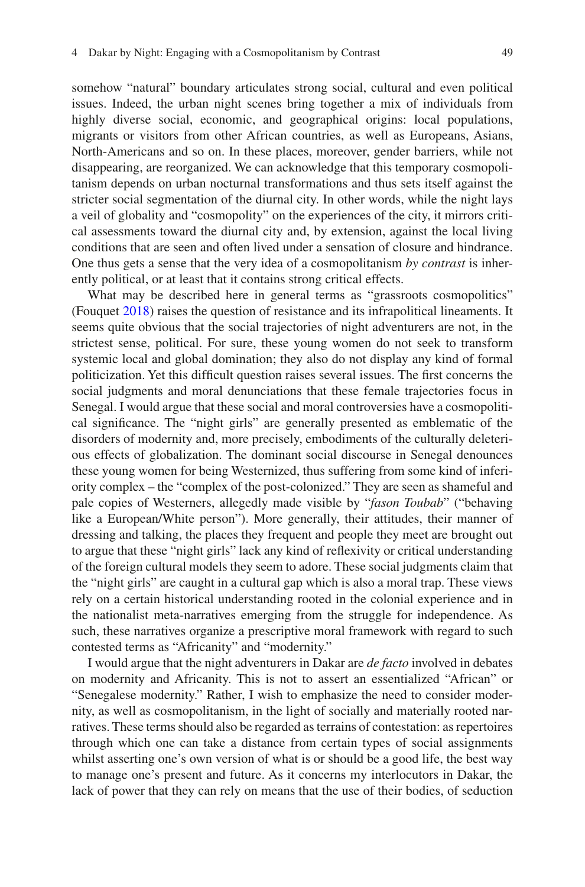somehow "natural" boundary articulates strong social, cultural and even political issues. Indeed, the urban night scenes bring together a mix of individuals from highly diverse social, economic, and geographical origins: local populations, migrants or visitors from other African countries, as well as Europeans, Asians, North-Americans and so on. In these places, moreover, gender barriers, while not disappearing, are reorganized. We can acknowledge that this temporary cosmopolitanism depends on urban nocturnal transformations and thus sets itself against the stricter social segmentation of the diurnal city. In other words, while the night lays a veil of globality and "cosmopolity" on the experiences of the city, it mirrors critical assessments toward the diurnal city and, by extension, against the local living conditions that are seen and often lived under a sensation of closure and hindrance. One thus gets a sense that the very idea of a cosmopolitanism *by contrast* is inherently political, or at least that it contains strong critical effects.

What may be described here in general terms as "grassroots cosmopolitics" (Fouquet 2018) raises the question of resistance and its infrapolitical lineaments. It seems quite obvious that the social trajectories of night adventurers are not, in the strictest sense, political. For sure, these young women do not seek to transform systemic local and global domination; they also do not display any kind of formal politicization. Yet this difficult question raises several issues. The first concerns the social judgments and moral denunciations that these female trajectories focus in Senegal. I would argue that these social and moral controversies have a cosmopolitical significance. The "night girls" are generally presented as emblematic of the disorders of modernity and, more precisely, embodiments of the culturally deleterious effects of globalization. The dominant social discourse in Senegal denounces these young women for being Westernized, thus suffering from some kind of inferiority complex – the "complex of the post-colonized." They are seen as shameful and pale copies of Westerners, allegedly made visible by "*fason Toubab*" ("behaving like a European/White person"). More generally, their attitudes, their manner of dressing and talking, the places they frequent and people they meet are brought out to argue that these "night girls" lack any kind of reflexivity or critical understanding of the foreign cultural models they seem to adore. These social judgments claim that the "night girls" are caught in a cultural gap which is also a moral trap. These views rely on a certain historical understanding rooted in the colonial experience and in the nationalist meta-narratives emerging from the struggle for independence. As such, these narratives organize a prescriptive moral framework with regard to such contested terms as "Africanity" and "modernity."

I would argue that the night adventurers in Dakar are *de facto* involved in debates on modernity and Africanity. This is not to assert an essentialized "African" or "Senegalese modernity." Rather, I wish to emphasize the need to consider modernity, as well as cosmopolitanism, in the light of socially and materially rooted narratives. These terms should also be regarded as terrains of contestation: as repertoires through which one can take a distance from certain types of social assignments whilst asserting one's own version of what is or should be a good life, the best way to manage one's present and future. As it concerns my interlocutors in Dakar, the lack of power that they can rely on means that the use of their bodies, of seduction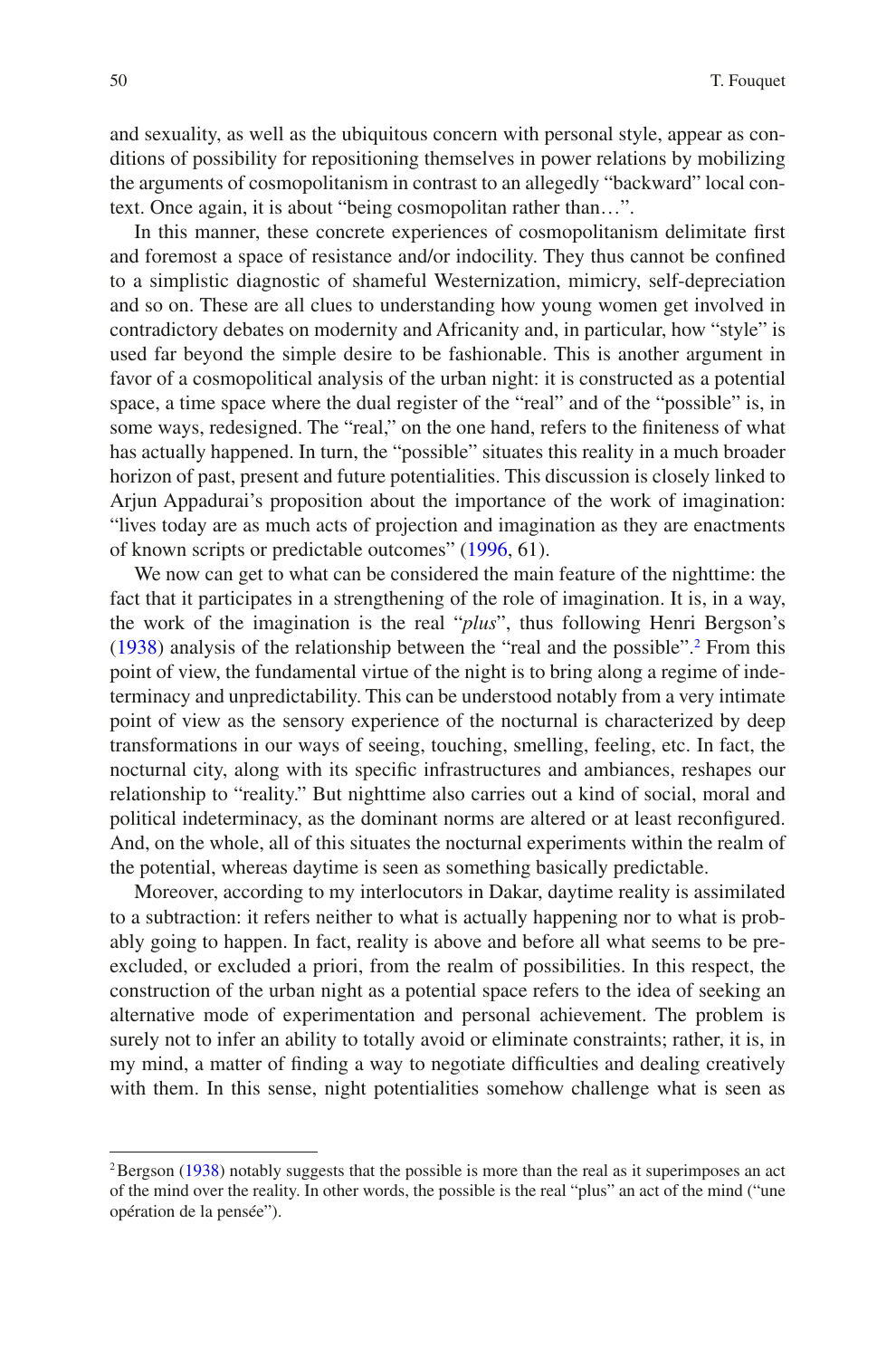and sexuality, as well as the ubiquitous concern with personal style, appear as conditions of possibility for repositioning themselves in power relations by mobilizing the arguments of cosmopolitanism in contrast to an allegedly "backward" local context. Once again, it is about "being cosmopolitan rather than…".

In this manner, these concrete experiences of cosmopolitanism delimitate first and foremost a space of resistance and/or indocility. They thus cannot be confined to a simplistic diagnostic of shameful Westernization, mimicry, self-depreciation and so on. These are all clues to understanding how young women get involved in contradictory debates on modernity and Africanity and, in particular, how "style" is used far beyond the simple desire to be fashionable. This is another argument in favor of a cosmopolitical analysis of the urban night: it is constructed as a potential space, a time space where the dual register of the "real" and of the "possible" is, in some ways, redesigned. The "real," on the one hand, refers to the finiteness of what has actually happened. In turn, the "possible" situates this reality in a much broader horizon of past, present and future potentialities. This discussion is closely linked to Arjun Appadurai's proposition about the importance of the work of imagination: "lives today are as much acts of projection and imagination as they are enactments of known scripts or predictable outcomes" (1996, 61).

We now can get to what can be considered the main feature of the nighttime: the fact that it participates in a strengthening of the role of imagination. It is, in a way, the work of the imagination is the real "*plus*", thus following Henri Bergson's (1938) analysis of the relationship between the "real and the possible".[2] From this point of view, the fundamental virtue of the night is to bring along a regime of indeterminacy and unpredictability. This can be understood notably from a very intimate point of view as the sensory experience of the nocturnal is characterized by deep transformations in our ways of seeing, touching, smelling, feeling, etc. In fact, the nocturnal city, along with its specific infrastructures and ambiances, reshapes our relationship to "reality." But nighttime also carries out a kind of social, moral and political indeterminacy, as the dominant norms are altered or at least reconfigured. And, on the whole, all of this situates the nocturnal experiments within the realm of the potential, whereas daytime is seen as something basically predictable.

Moreover, according to my interlocutors in Dakar, daytime reality is assimilated to a subtraction: it refers neither to what is actually happening nor to what is probably going to happen. In fact, reality is above and before all what seems to be pre-excluded, or excluded a priori, from the realm of possibilities. In this respect, the construction of the urban night as a potential space refers to the idea of seeking an alternative mode of experimentation and personal achievement. The problem is surely not to infer an ability to totally avoid or eliminate constraints; rather, it is, in my mind, a matter of finding a way to negotiate difficulties and dealing creatively with them. In this sense, night potentialities somehow challenge what is seen as

---

[2] Bergson (1938) notably suggests that the possible is more than the real as it superimposes an act of the mind over the reality. In other words, the possible is the real "plus" an act of the mind ("une opération de la pensée").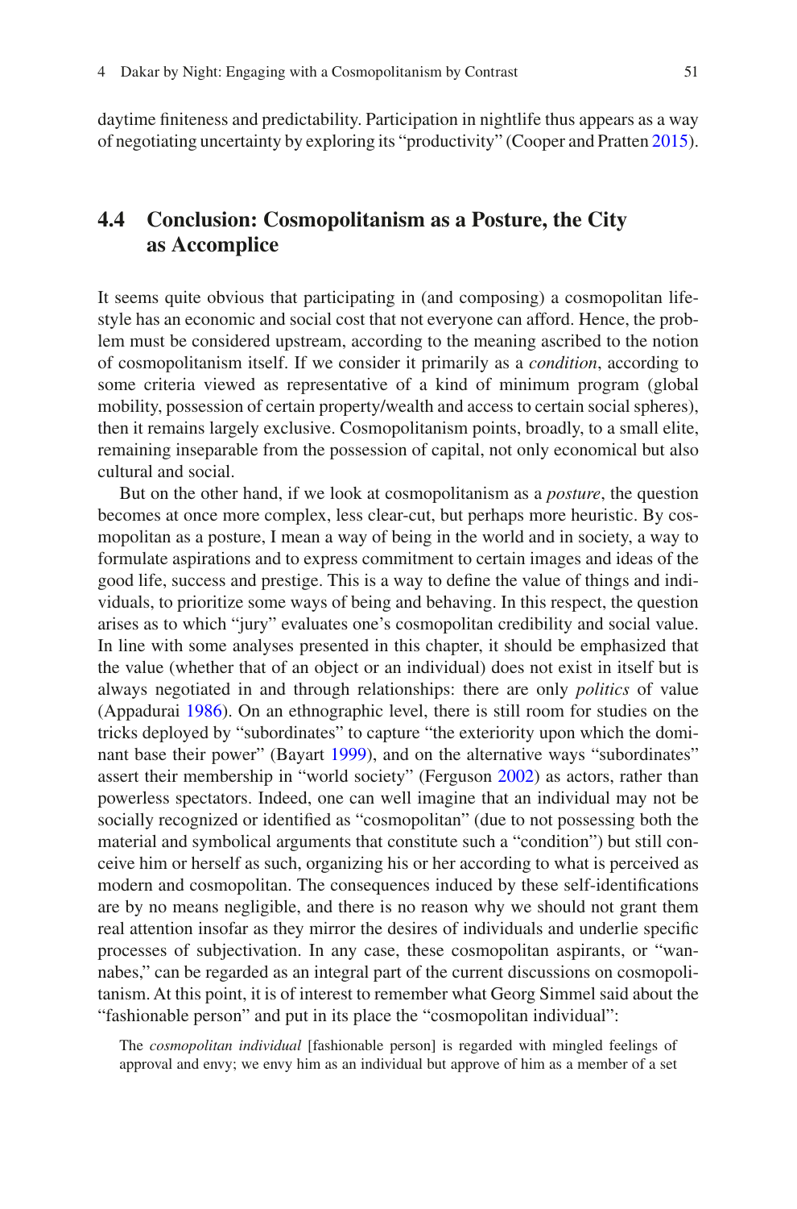daytime finiteness and predictability. Participation in nightlife thus appears as a way of negotiating uncertainty by exploring its "productivity" (Cooper and Pratten 2015).

## 4.4 Conclusion: Cosmopolitanism as a Posture, the City as Accomplice

It seems quite obvious that participating in (and composing) a cosmopolitan lifestyle has an economic and social cost that not everyone can afford. Hence, the problem must be considered upstream, according to the meaning ascribed to the notion of cosmopolitanism itself. If we consider it primarily as a *condition*, according to some criteria viewed as representative of a kind of minimum program (global mobility, possession of certain property/wealth and access to certain social spheres), then it remains largely exclusive. Cosmopolitanism points, broadly, to a small elite, remaining inseparable from the possession of capital, not only economical but also cultural and social.

But on the other hand, if we look at cosmopolitanism as a *posture*, the question becomes at once more complex, less clear-cut, but perhaps more heuristic. By cosmopolitan as a posture, I mean a way of being in the world and in society, a way to formulate aspirations and to express commitment to certain images and ideas of the good life, success and prestige. This is a way to define the value of things and individuals, to prioritize some ways of being and behaving. In this respect, the question arises as to which "jury" evaluates one's cosmopolitan credibility and social value. In line with some analyses presented in this chapter, it should be emphasized that the value (whether that of an object or an individual) does not exist in itself but is always negotiated in and through relationships: there are only *politics* of value (Appadurai 1986). On an ethnographic level, there is still room for studies on the tricks deployed by "subordinates" to capture "the exteriority upon which the dominant base their power" (Bayart 1999), and on the alternative ways "subordinates" assert their membership in "world society" (Ferguson 2002) as actors, rather than powerless spectators. Indeed, one can well imagine that an individual may not be socially recognized or identified as "cosmopolitan" (due to not possessing both the material and symbolical arguments that constitute such a "condition") but still conceive him or herself as such, organizing his or her according to what is perceived as modern and cosmopolitan. The consequences induced by these self-identifications are by no means negligible, and there is no reason why we should not grant them real attention insofar as they mirror the desires of individuals and underlie specific processes of subjectivation. In any case, these cosmopolitan aspirants, or "wannabes," can be regarded as an integral part of the current discussions on cosmopolitanism. At this point, it is of interest to remember what Georg Simmel said about the "fashionable person" and put in its place the "cosmopolitan individual":

> The *cosmopolitan individual* [fashionable person] is regarded with mingled feelings of approval and envy; we envy him as an individual but approve of him as a member of a set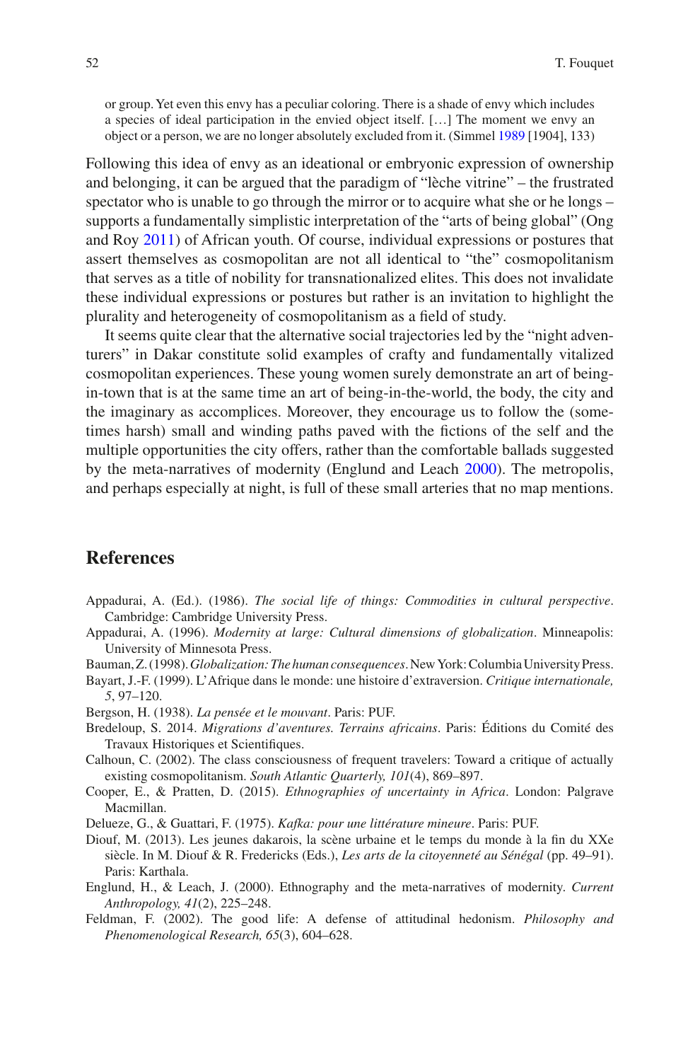or group. Yet even this envy has a peculiar coloring. There is a shade of envy which includes a species of ideal participation in the envied object itself. […] The moment we envy an object or a person, we are no longer absolutely excluded from it. (Simmel 1989 [1904], 133)

Following this idea of envy as an ideational or embryonic expression of ownership and belonging, it can be argued that the paradigm of "lèche vitrine" – the frustrated spectator who is unable to go through the mirror or to acquire what she or he longs – supports a fundamentally simplistic interpretation of the "arts of being global" (Ong and Roy 2011) of African youth. Of course, individual expressions or postures that assert themselves as cosmopolitan are not all identical to "the" cosmopolitanism that serves as a title of nobility for transnationalized elites. This does not invalidate these individual expressions or postures but rather is an invitation to highlight the plurality and heterogeneity of cosmopolitanism as a field of study.

It seems quite clear that the alternative social trajectories led by the "night adventurers" in Dakar constitute solid examples of crafty and fundamentally vitalized cosmopolitan experiences. These young women surely demonstrate an art of being-in-town that is at the same time an art of being-in-the-world, the body, the city and the imaginary as accomplices. Moreover, they encourage us to follow the (sometimes harsh) small and winding paths paved with the fictions of the self and the multiple opportunities the city offers, rather than the comfortable ballads suggested by the meta-narratives of modernity (Englund and Leach 2000). The metropolis, and perhaps especially at night, is full of these small arteries that no map mentions.

## References

Appadurai, A. (Ed.). (1986). *The social life of things: Commodities in cultural perspective*. Cambridge: Cambridge University Press.

Appadurai, A. (1996). *Modernity at large: Cultural dimensions of globalization*. Minneapolis: University of Minnesota Press.

Bauman, Z. (1998). *Globalization: The human consequences*. New York: Columbia University Press.

Bayart, J.-F. (1999). L'Afrique dans le monde: une histoire d'extraversion. *Critique internationale, 5*, 97–120.

Bergson, H. (1938). *La pensée et le mouvant*. Paris: PUF.

Bredeloup, S. 2014. *Migrations d'aventures. Terrains africains*. Paris: Éditions du Comité des Travaux Historiques et Scientifiques.

Calhoun, C. (2002). The class consciousness of frequent travelers: Toward a critique of actually existing cosmopolitanism. *South Atlantic Quarterly, 101*(4), 869–897.

Cooper, E., & Pratten, D. (2015). *Ethnographies of uncertainty in Africa*. London: Palgrave Macmillan.

Delueze, G., & Guattari, F. (1975). *Kafka: pour une littérature mineure*. Paris: PUF.

Diouf, M. (2013). Les jeunes dakarois, la scène urbaine et le temps du monde à la fin du XXe siècle. In M. Diouf & R. Fredericks (Eds.), *Les arts de la citoyenneté au Sénégal* (pp. 49–91). Paris: Karthala.

Englund, H., & Leach, J. (2000). Ethnography and the meta-narratives of modernity. *Current Anthropology, 41*(2), 225–248.

Feldman, F. (2002). The good life: A defense of attitudinal hedonism. *Philosophy and Phenomenological Research, 65*(3), 604–628.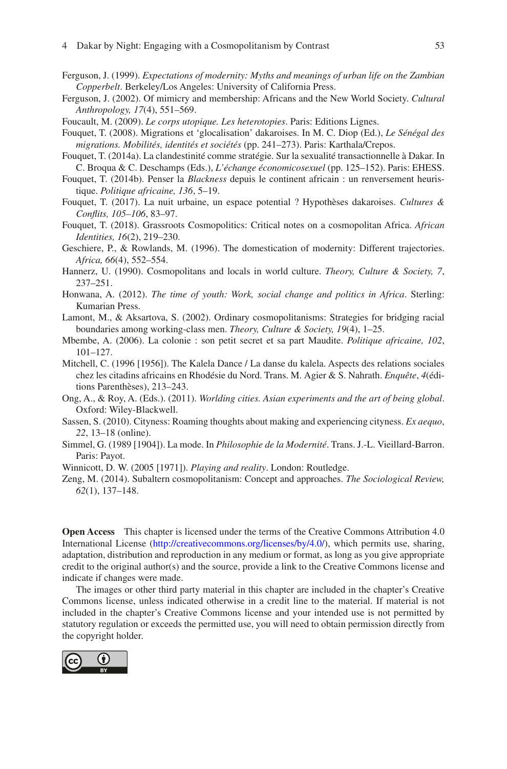Ferguson, J. (1999). *Expectations of modernity: Myths and meanings of urban life on the Zambian Copperbelt*. Berkeley/Los Angeles: University of California Press.

Ferguson, J. (2002). Of mimicry and membership: Africans and the New World Society. *Cultural Anthropology, 17*(4), 551–569.

Foucault, M. (2009). *Le corps utopique. Les heterotopies*. Paris: Editions Lignes.

Fouquet, T. (2008). Migrations et 'glocalisation' dakaroises. In M. C. Diop (Ed.), *Le Sénégal des migrations. Mobilités, identités et sociétés* (pp. 241–273). Paris: Karthala/Crepos.

Fouquet, T. (2014a). La clandestinité comme stratégie. Sur la sexualité transactionnelle à Dakar. In C. Broqua & C. Deschamps (Eds.), *L'échange économicosexuel* (pp. 125–152). Paris: EHESS.

Fouquet, T. (2014b). Penser la *Blackness* depuis le continent africain : un renversement heuristique. *Politique africaine, 136*, 5–19.

Fouquet, T. (2017). La nuit urbaine, un espace potential ? Hypothèses dakaroises. *Cultures & Conflits, 105–106*, 83–97.

Fouquet, T. (2018). Grassroots Cosmopolitics: Critical notes on a cosmopolitan Africa. *African Identities, 16*(2), 219–230.

Geschiere, P., & Rowlands, M. (1996). The domestication of modernity: Different trajectories. *Africa, 66*(4), 552–554.

Hannerz, U. (1990). Cosmopolitans and locals in world culture. *Theory, Culture & Society, 7*, 237–251.

Honwana, A. (2012). *The time of youth: Work, social change and politics in Africa*. Sterling: Kumarian Press.

Lamont, M., & Aksartova, S. (2002). Ordinary cosmopolitanisms: Strategies for bridging racial boundaries among working-class men. *Theory, Culture & Society, 19*(4), 1–25.

Mbembe, A. (2006). La colonie : son petit secret et sa part Maudite. *Politique africaine, 102*, 101–127.

Mitchell, C. (1996 [1956]). The Kalela Dance / La danse du kalela. Aspects des relations sociales chez les citadins africains en Rhodésie du Nord. Trans. M. Agier & S. Nahrath. *Enquête*, *4*(éditions Parenthèses), 213–243.

Ong, A., & Roy, A. (Eds.). (2011). *Worlding cities. Asian experiments and the art of being global*. Oxford: Wiley-Blackwell.

Sassen, S. (2010). Cityness: Roaming thoughts about making and experiencing cityness. *Ex aequo*, *22*, 13–18 (online).

Simmel, G. (1989 [1904]). La mode. In *Philosophie de la Modernité*. Trans. J.-L. Vieillard-Barron. Paris: Payot.

Winnicott, D. W. (2005 [1971]). *Playing and reality*. London: Routledge.

Zeng, M. (2014). Subaltern cosmopolitanism: Concept and approaches. *The Sociological Review, 62*(1), 137–148.

**Open Access** This chapter is licensed under the terms of the Creative Commons Attribution 4.0 International License (http://creativecommons.org/licenses/by/4.0/), which permits use, sharing, adaptation, distribution and reproduction in any medium or format, as long as you give appropriate credit to the original author(s) and the source, provide a link to the Creative Commons license and indicate if changes were made.

The images or other third party material in this chapter are included in the chapter's Creative Commons license, unless indicated otherwise in a credit line to the material. If material is not included in the chapter's Creative Commons license and your intended use is not permitted by statutory regulation or exceeds the permitted use, you will need to obtain permission directly from the copyright holder.